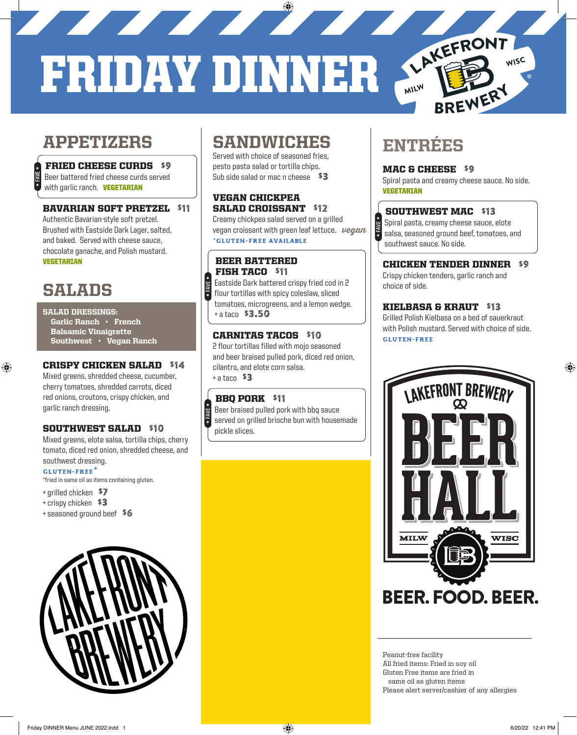# FRIDAY DINNER

LAKEFRONT BREWERY MILW WISC

## APPETIZERS

**★ FAVE ★**
### FRIED CHEESE CURDS $9
Beer battered fried cheese curds served with garlic ranch. **VEGETARIAN**

### BAVARIAN SOFT PRETZEL $11
Authentic Bavarian-style soft pretzel. Brushed with Eastside Dark Lager, salted, and baked. Served with cheese sauce, chocolate ganache, and Polish mustard.
**VEGETARIAN**

## SALADS

**SALAD DRESSINGS:**
Garlic Ranch • French
Balsamic Vinaigrette
Southwest • Vegan Ranch

### CRISPY CHICKEN SALAD $14
Mixed greens, shredded cheese, cucumber, cherry tomatoes, shredded carrots, diced red onions, croutons, crispy chicken, and garlic ranch dressing.

### SOUTHWEST SALAD $10
Mixed greens, elote salsa, tortilla chips, cherry tomato, diced red onion, shredded cheese, and southwest dressing.
**GLUTEN-FREE***
*fried in same oil as items containing gluten.

- + grilled chicken $7
- + crispy chicken $3
- + seasoned ground beef $6

## SANDWICHES

Served with choice of seasoned fries, pesto pasta salad or tortilla chips.
Sub side salad or mac n cheese $3

### VEGAN CHICKPEA SALAD CROISSANT $12
Creamy chickpea salad served on a grilled vegan croissant with green leaf lettuce. *vegan*
***GLUTEN-FREE AVAILABLE**

**★ FAVE ★**
### BEER BATTERED FISH TACO $11
Eastside Dark battered crispy fried cod in 2 flour tortillas with spicy coleslaw, sliced tomatoes, microgreens, and a lemon wedge.
+ a taco $3.50

### CARNITAS TACOS $10
2 flour tortillas filled with mojo seasoned and beer braised pulled pork, diced red onion, cilantro, and elote corn salsa.
+ a taco $3

**★ FAVE ★**
### BBQ PORK $11
Beer braised pulled pork with bbq sauce served on grilled brioche bun with housemade pickle slices.

## ENTRÉES

### MAC & CHEESE $9
Spiral pasta and creamy cheese sauce. No side.
**VEGETARIAN**

**★ FAVE ★**
### SOUTHWEST MAC $13
Spiral pasta, creamy cheese sauce, elote salsa, seasoned ground beef, tomatoes, and southwest sauce. No side.

### CHICKEN TENDER DINNER $9
Crispy chicken tenders, garlic ranch and choice of side.

### KIELBASA & KRAUT $13
Grilled Polish Kielbasa on a bed of sauerkraut with Polish mustard. Served with choice of side.
**GLUTEN-FREE**

LAKEFRONT BREWERY BEER HALL MILW WISC

**BEER. FOOD. BEER.**

Peanut-free facility
All fried items: Fried in soy oil
Gluten Free items are fried in same oil as gluten items
Please alert server/cashier of any allergies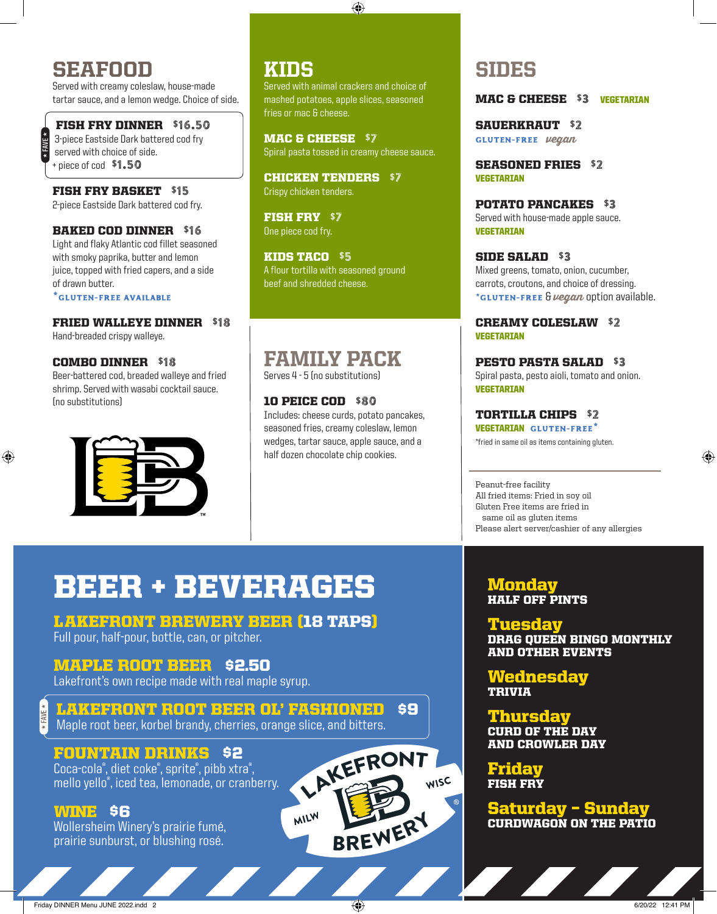# SEAFOOD

Served with creamy coleslaw, house-made tartar sauce, and a lemon wedge. Choice of side.

**★ FAVE ★**

### FISH FRY DINNER $16.50

3-piece Eastside Dark battered cod fry served with choice of side.
+ piece of cod $1.50

### FISH FRY BASKET $15

2-piece Eastside Dark battered cod fry.

### BAKED COD DINNER $16

Light and flaky Atlantic cod fillet seasoned with smoky paprika, butter and lemon juice, topped with fried capers, and a side of drawn butter.
*GLUTEN-FREE AVAILABLE

### FRIED WALLEYE DINNER $18

Hand-breaded crispy walleye.

### COMBO DINNER $18

Beer-battered cod, breaded walleye and fried shrimp. Served with wasabi cocktail sauce. (no substitutions)

# KIDS

Served with animal crackers and choice of mashed potatoes, apple slices, seasoned fries or mac & cheese.

### MAC & CHEESE $7

Spiral pasta tossed in creamy cheese sauce.

### CHICKEN TENDERS $7

Crispy chicken tenders.

### FISH FRY $7

One piece cod fry.

### KIDS TACO $5

A flour tortilla with seasoned ground beef and shredded cheese.

# FAMILY PACK

Serves 4 - 5 (no substitutions)

### 10 PEICE COD $80

Includes: cheese curds, potato pancakes, seasoned fries, creamy coleslaw, lemon wedges, tartar sauce, apple sauce, and a half dozen chocolate chip cookies.

# SIDES

**MAC & CHEESE $3** VEGETARIAN

**SAUERKRAUT $2**
GLUTEN-FREE *vegan*

**SEASONED FRIES $2**
VEGETARIAN

**POTATO PANCAKES $3**
Served with house-made apple sauce.
VEGETARIAN

**SIDE SALAD $3**
Mixed greens, tomato, onion, cucumber, carrots, croutons, and choice of dressing.
*GLUTEN-FREE & *vegan* option available.

**CREAMY COLESLAW $2**
VEGETARIAN

**PESTO PASTA SALAD $3**
Spiral pasta, pesto aioli, tomato and onion.
VEGETARIAN

**TORTILLA CHIPS $2**
VEGETARIAN GLUTEN-FREE*
*fried in same oil as items containing gluten.

Peanut-free facility
All fried items: Fried in soy oil
Gluten Free items are fried in same oil as gluten items
Please alert server/cashier of any allergies

# BEER + BEVERAGES

## LAKEFRONT BREWERY BEER (18 TAPS)

Full pour, half-pour, bottle, can, or pitcher.

## MAPLE ROOT BEER $2.50

Lakefront's own recipe made with real maple syrup.

**★ FAVE ★**

## LAKEFRONT ROOT BEER OL' FASHIONED $9

Maple root beer, korbel brandy, cherries, orange slice, and bitters.

## FOUNTAIN DRINKS $2

Coca-cola®, diet coke®, sprite®, pibb xtra®, mello yello®, iced tea, lemonade, or cranberry.

## WINE $6

Wollersheim Winery's prairie fumé, prairie sunburst, or blushing rosé.

LAKEFRONT BREWERY MILW WISC

**Monday**
HALF OFF PINTS

**Tuesday**
DRAG QUEEN BINGO MONTHLY AND OTHER EVENTS

**Wednesday**
TRIVIA

**Thursday**
CURD OF THE DAY AND CROWLER DAY

**Friday**
FISH FRY

**Saturday - Sunday**
CURDWAGON ON THE PATIO